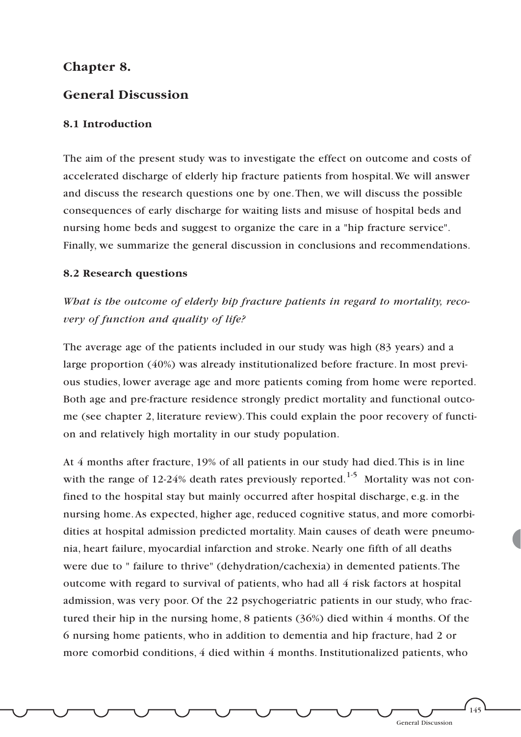# Chapter 8.

# General Discussion

## 8.1 Introduction

The aim of the present study was to investigate the effect on outcome and costs of accelerated discharge of elderly hip fracture patients from hospital. We will answer and discuss the research questions one by one. Then, we will discuss the possible consequences of early discharge for waiting lists and misuse of hospital beds and nursing home beds and suggest to organize the care in a "hip fracture service". Finally, we summarize the general discussion in conclusions and recommendations.

## 8.2 Research questions

*What is the outcome of elderly hip fracture patients in regard to mortality, recovery of function and quality of life?*

The average age of the patients included in our study was high (83 years) and a large proportion (40%) was already institutionalized before fracture. In most previous studies, lower average age and more patients coming from home were reported. Both age and pre-fracture residence strongly predict mortality and functional outcome (see chapter 2, literature review). This could explain the poor recovery of function and relatively high mortality in our study population.

At 4 months after fracture, 19% of all patients in our study had died. This is in line with the range of 12-24% death rates previously reported.[1-5] Mortality was not confined to the hospital stay but mainly occurred after hospital discharge, e.g. in the nursing home. As expected, higher age, reduced cognitive status, and more comorbidities at hospital admission predicted mortality. Main causes of death were pneumonia, heart failure, myocardial infarction and stroke. Nearly one fifth of all deaths were due to " failure to thrive" (dehydration/cachexia) in demented patients. The outcome with regard to survival of patients, who had all 4 risk factors at hospital admission, was very poor. Of the 22 psychogeriatric patients in our study, who fractured their hip in the nursing home, 8 patients (36%) died within 4 months. Of the 6 nursing home patients, who in addition to dementia and hip fracture, had 2 or more comorbid conditions, 4 died within 4 months. Institutionalized patients, who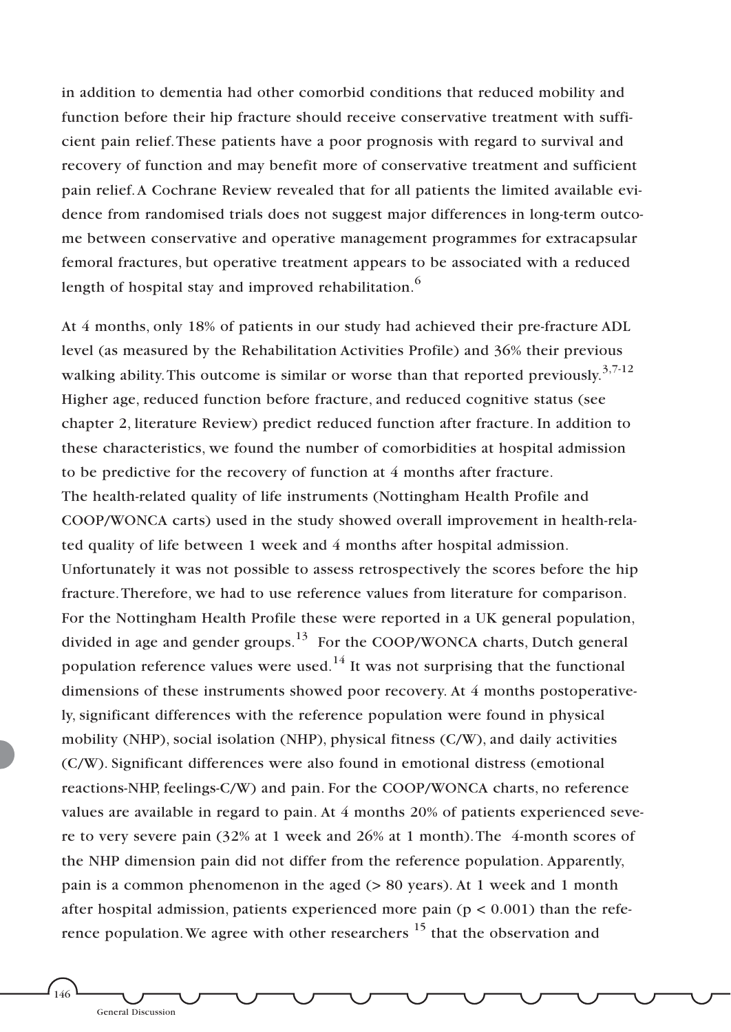in addition to dementia had other comorbid conditions that reduced mobility and function before their hip fracture should receive conservative treatment with sufficient pain relief. These patients have a poor prognosis with regard to survival and recovery of function and may benefit more of conservative treatment and sufficient pain relief. A Cochrane Review revealed that for all patients the limited available evidence from randomised trials does not suggest major differences in long-term outcome between conservative and operative management programmes for extracapsular femoral fractures, but operative treatment appears to be associated with a reduced length of hospital stay and improved rehabilitation.[6]

At 4 months, only 18% of patients in our study had achieved their pre-fracture ADL level (as measured by the Rehabilitation Activities Profile) and 36% their previous walking ability. This outcome is similar or worse than that reported previously.[3,7-12] Higher age, reduced function before fracture, and reduced cognitive status (see chapter 2, literature Review) predict reduced function after fracture. In addition to these characteristics, we found the number of comorbidities at hospital admission to be predictive for the recovery of function at 4 months after fracture.
The health-related quality of life instruments (Nottingham Health Profile and COOP/WONCA carts) used in the study showed overall improvement in health-related quality of life between 1 week and 4 months after hospital admission. Unfortunately it was not possible to assess retrospectively the scores before the hip fracture. Therefore, we had to use reference values from literature for comparison. For the Nottingham Health Profile these were reported in a UK general population, divided in age and gender groups.[13] For the COOP/WONCA charts, Dutch general population reference values were used.[14] It was not surprising that the functional dimensions of these instruments showed poor recovery. At 4 months postoperatively, significant differences with the reference population were found in physical mobility (NHP), social isolation (NHP), physical fitness (C/W), and daily activities (C/W). Significant differences were also found in emotional distress (emotional reactions-NHP, feelings-C/W) and pain. For the COOP/WONCA charts, no reference values are available in regard to pain. At 4 months 20% of patients experienced severe to very severe pain (32% at 1 week and 26% at 1 month). The 4-month scores of the NHP dimension pain did not differ from the reference population. Apparently, pain is a common phenomenon in the aged (> 80 years). At 1 week and 1 month after hospital admission, patients experienced more pain ($p < 0.001$) than the reference population. We agree with other researchers [15] that the observation and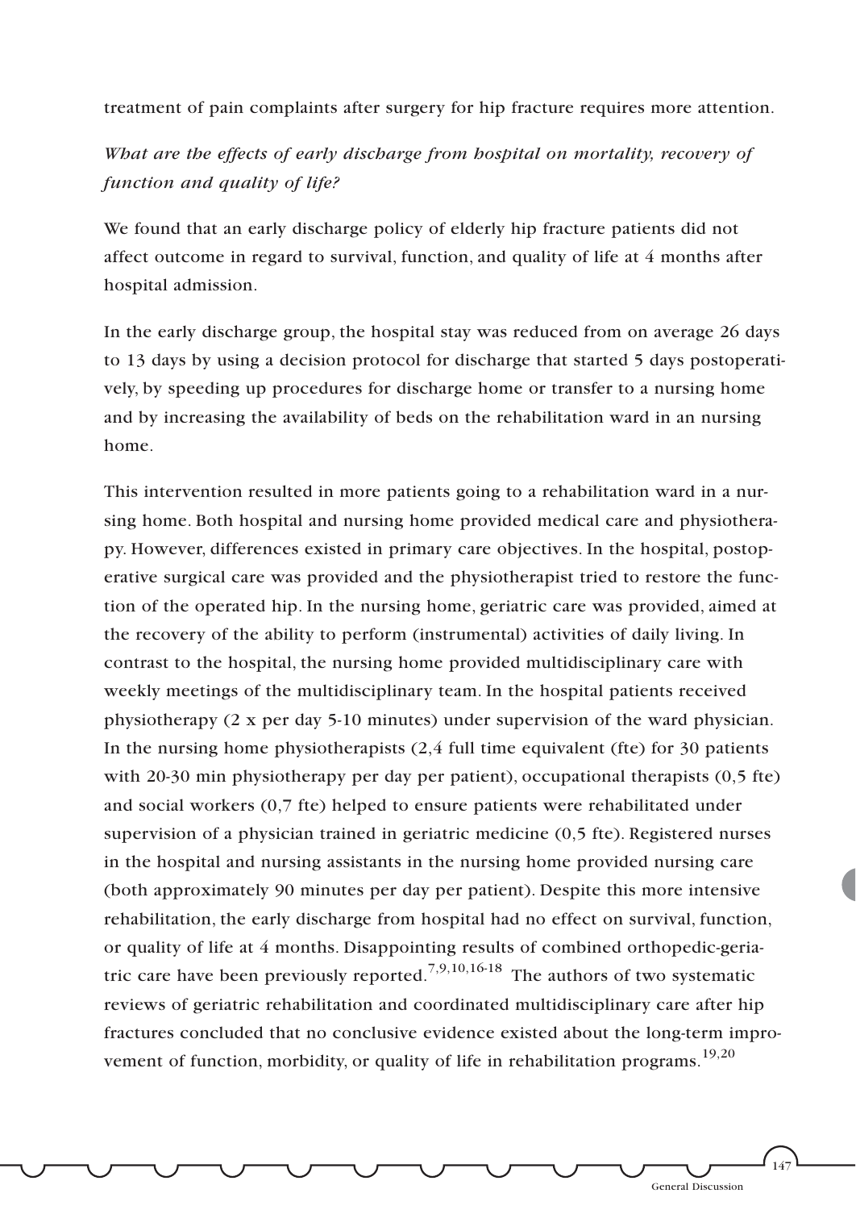treatment of pain complaints after surgery for hip fracture requires more attention.

*What are the effects of early discharge from hospital on mortality, recovery of function and quality of life?*

We found that an early discharge policy of elderly hip fracture patients did not affect outcome in regard to survival, function, and quality of life at 4 months after hospital admission.

In the early discharge group, the hospital stay was reduced from on average 26 days to 13 days by using a decision protocol for discharge that started 5 days postoperatively, by speeding up procedures for discharge home or transfer to a nursing home and by increasing the availability of beds on the rehabilitation ward in an nursing home.

This intervention resulted in more patients going to a rehabilitation ward in a nursing home. Both hospital and nursing home provided medical care and physiotherapy. However, differences existed in primary care objectives. In the hospital, postoperative surgical care was provided and the physiotherapist tried to restore the function of the operated hip. In the nursing home, geriatric care was provided, aimed at the recovery of the ability to perform (instrumental) activities of daily living. In contrast to the hospital, the nursing home provided multidisciplinary care with weekly meetings of the multidisciplinary team. In the hospital patients received physiotherapy (2 x per day 5-10 minutes) under supervision of the ward physician. In the nursing home physiotherapists (2,4 full time equivalent (fte) for 30 patients with 20-30 min physiotherapy per day per patient), occupational therapists (0,5 fte) and social workers (0,7 fte) helped to ensure patients were rehabilitated under supervision of a physician trained in geriatric medicine (0,5 fte). Registered nurses in the hospital and nursing assistants in the nursing home provided nursing care (both approximately 90 minutes per day per patient). Despite this more intensive rehabilitation, the early discharge from hospital had no effect on survival, function, or quality of life at 4 months. Disappointing results of combined orthopedic-geriatric care have been previously reported.[7,9,10,16-18] The authors of two systematic reviews of geriatric rehabilitation and coordinated multidisciplinary care after hip fractures concluded that no conclusive evidence existed about the long-term improvement of function, morbidity, or quality of life in rehabilitation programs.[19,20]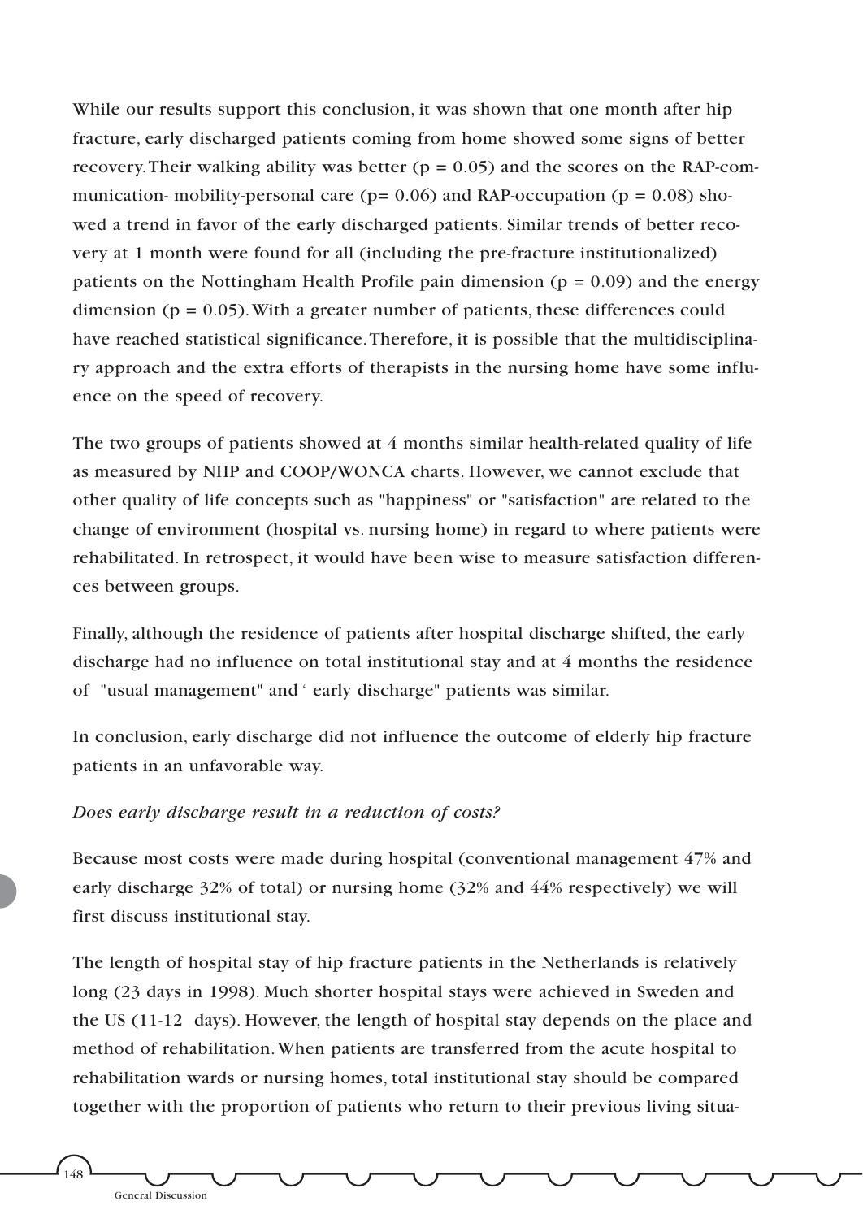While our results support this conclusion, it was shown that one month after hip fracture, early discharged patients coming from home showed some signs of better recovery. Their walking ability was better ($p = 0.05$) and the scores on the RAP-communication- mobility-personal care ($p = 0.06$) and RAP-occupation ($p = 0.08$) showed a trend in favor of the early discharged patients. Similar trends of better recovery at 1 month were found for all (including the pre-fracture institutionalized) patients on the Nottingham Health Profile pain dimension ($p = 0.09$) and the energy dimension ($p = 0.05$). With a greater number of patients, these differences could have reached statistical significance. Therefore, it is possible that the multidisciplinary approach and the extra efforts of therapists in the nursing home have some influence on the speed of recovery.

The two groups of patients showed at 4 months similar health-related quality of life as measured by NHP and COOP/WONCA charts. However, we cannot exclude that other quality of life concepts such as "happiness" or "satisfaction" are related to the change of environment (hospital vs. nursing home) in regard to where patients were rehabilitated. In retrospect, it would have been wise to measure satisfaction differences between groups.

Finally, although the residence of patients after hospital discharge shifted, the early discharge had no influence on total institutional stay and at 4 months the residence of "usual management" and ' early discharge" patients was similar.

In conclusion, early discharge did not influence the outcome of elderly hip fracture patients in an unfavorable way.

*Does early discharge result in a reduction of costs?*

Because most costs were made during hospital (conventional management 47% and early discharge 32% of total) or nursing home (32% and 44% respectively) we will first discuss institutional stay.

The length of hospital stay of hip fracture patients in the Netherlands is relatively long (23 days in 1998). Much shorter hospital stays were achieved in Sweden and the US (11-12 days). However, the length of hospital stay depends on the place and method of rehabilitation. When patients are transferred from the acute hospital to rehabilitation wards or nursing homes, total institutional stay should be compared together with the proportion of patients who return to their previous living situa-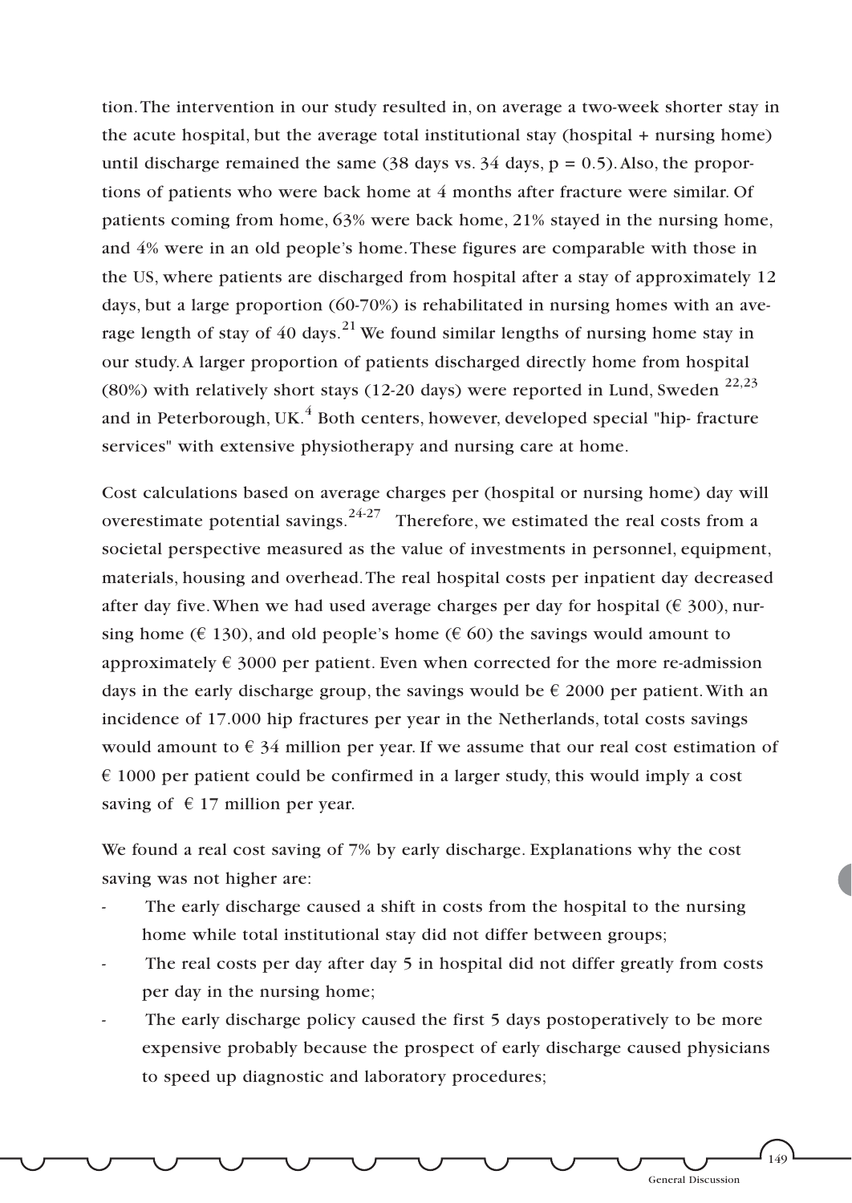tion. The intervention in our study resulted in, on average a two-week shorter stay in the acute hospital, but the average total institutional stay (hospital + nursing home) until discharge remained the same (38 days vs. 34 days, $p = 0.5$). Also, the proportions of patients who were back home at 4 months after fracture were similar. Of patients coming from home, 63% were back home, 21% stayed in the nursing home, and 4% were in an old people's home. These figures are comparable with those in the US, where patients are discharged from hospital after a stay of approximately 12 days, but a large proportion (60-70%) is rehabilitated in nursing homes with an average length of stay of 40 days.[21] We found similar lengths of nursing home stay in our study. A larger proportion of patients discharged directly home from hospital (80%) with relatively short stays (12-20 days) were reported in Lund, Sweden [22,23] and in Peterborough, UK.[4] Both centers, however, developed special "hip- fracture services" with extensive physiotherapy and nursing care at home.

Cost calculations based on average charges per (hospital or nursing home) day will overestimate potential savings.[24-27] Therefore, we estimated the real costs from a societal perspective measured as the value of investments in personnel, equipment, materials, housing and overhead. The real hospital costs per inpatient day decreased after day five. When we had used average charges per day for hospital (€ 300), nursing home (€ 130), and old people's home (€ 60) the savings would amount to approximately € 3000 per patient. Even when corrected for the more re-admission days in the early discharge group, the savings would be € 2000 per patient. With an incidence of 17.000 hip fractures per year in the Netherlands, total costs savings would amount to € 34 million per year. If we assume that our real cost estimation of € 1000 per patient could be confirmed in a larger study, this would imply a cost saving of € 17 million per year.

We found a real cost saving of 7% by early discharge. Explanations why the cost saving was not higher are:

- The early discharge caused a shift in costs from the hospital to the nursing home while total institutional stay did not differ between groups;
- The real costs per day after day 5 in hospital did not differ greatly from costs per day in the nursing home;
- The early discharge policy caused the first 5 days postoperatively to be more expensive probably because the prospect of early discharge caused physicians to speed up diagnostic and laboratory procedures;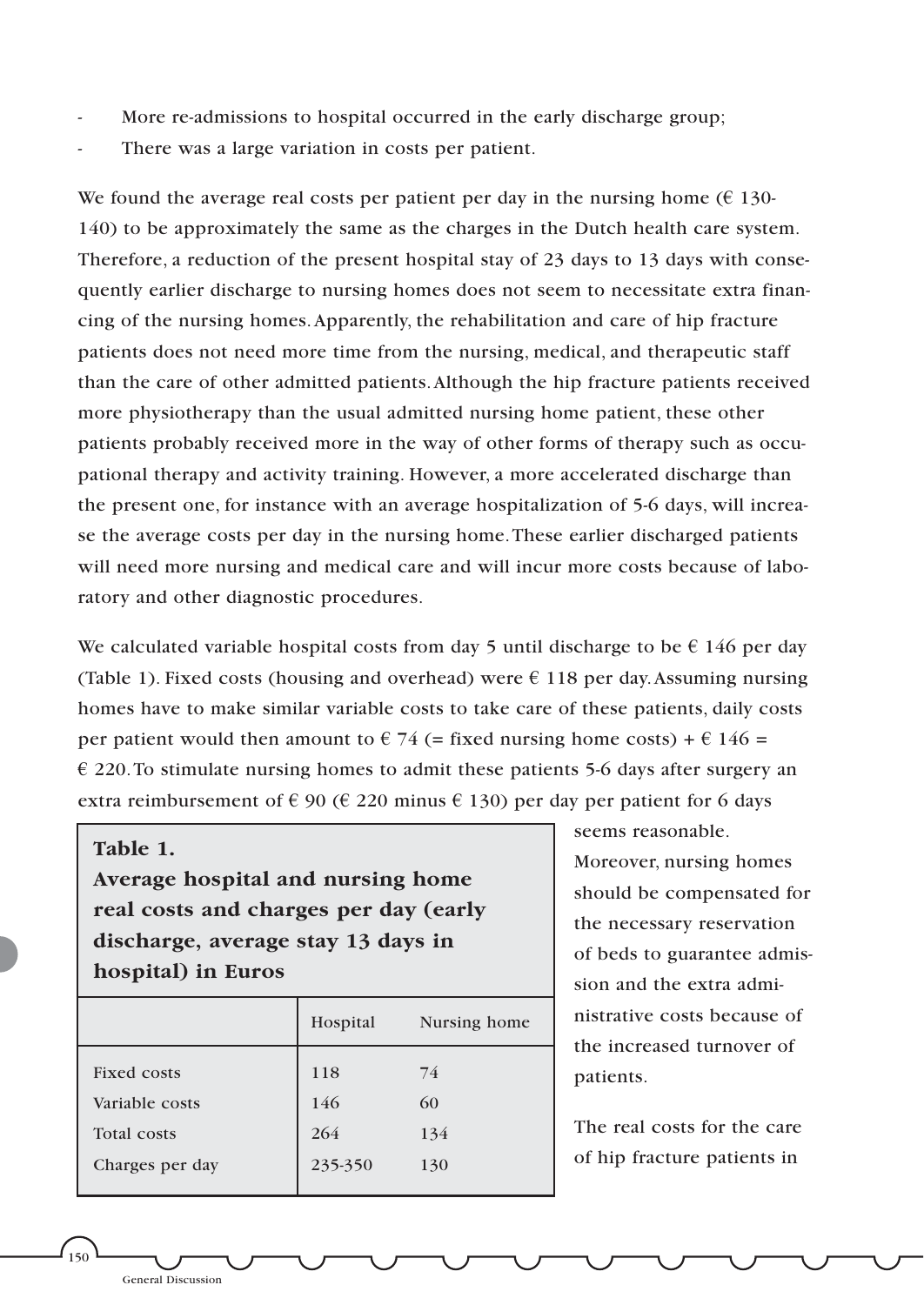- More re-admissions to hospital occurred in the early discharge group;
- There was a large variation in costs per patient.

We found the average real costs per patient per day in the nursing home (€ 130-140) to be approximately the same as the charges in the Dutch health care system. Therefore, a reduction of the present hospital stay of 23 days to 13 days with consequently earlier discharge to nursing homes does not seem to necessitate extra financing of the nursing homes. Apparently, the rehabilitation and care of hip fracture patients does not need more time from the nursing, medical, and therapeutic staff than the care of other admitted patients. Although the hip fracture patients received more physiotherapy than the usual admitted nursing home patient, these other patients probably received more in the way of other forms of therapy such as occupational therapy and activity training. However, a more accelerated discharge than the present one, for instance with an average hospitalization of 5-6 days, will increase the average costs per day in the nursing home. These earlier discharged patients will need more nursing and medical care and will incur more costs because of laboratory and other diagnostic procedures.

We calculated variable hospital costs from day 5 until discharge to be € 146 per day (Table 1). Fixed costs (housing and overhead) were € 118 per day. Assuming nursing homes have to make similar variable costs to take care of these patients, daily costs per patient would then amount to € 74 (= fixed nursing home costs) + € 146 = € 220. To stimulate nursing homes to admit these patients 5-6 days after surgery an extra reimbursement of € 90 (€ 220 minus € 130) per day per patient for 6 days seems reasonable. Moreover, nursing homes should be compensated for the necessary reservation of beds to guarantee admission and the extra administrative costs because of the increased turnover of patients.

**Table 1. Average hospital and nursing home real costs and charges per day (early discharge, average stay 13 days in hospital) in Euros**

| | Hospital | Nursing home |
|---|---|---|
| Fixed costs | 118 | 74 |
| Variable costs | 146 | 60 |
| Total costs | 264 | 134 |
| Charges per day | 235-350 | 130 |

The real costs for the care of hip fracture patients in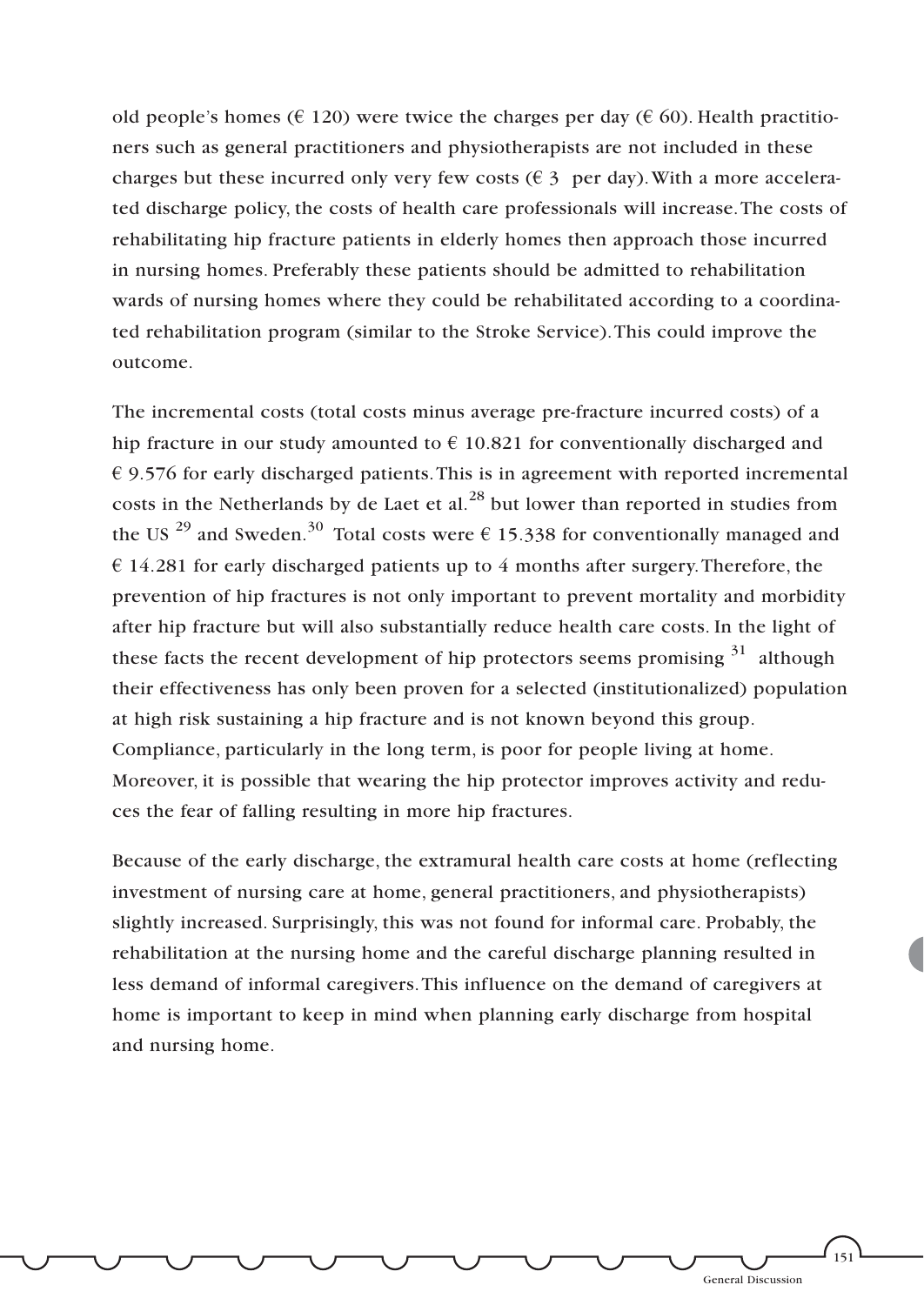old people's homes (€ 120) were twice the charges per day (€ 60). Health practitioners such as general practitioners and physiotherapists are not included in these charges but these incurred only very few costs (€ 3 per day). With a more accelerated discharge policy, the costs of health care professionals will increase. The costs of rehabilitating hip fracture patients in elderly homes then approach those incurred in nursing homes. Preferably these patients should be admitted to rehabilitation wards of nursing homes where they could be rehabilitated according to a coordinated rehabilitation program (similar to the Stroke Service). This could improve the outcome.

The incremental costs (total costs minus average pre-fracture incurred costs) of a hip fracture in our study amounted to € 10.821 for conventionally discharged and € 9.576 for early discharged patients. This is in agreement with reported incremental costs in the Netherlands by de Laet et al.[28] but lower than reported in studies from the US [29] and Sweden.[30] Total costs were € 15.338 for conventionally managed and € 14.281 for early discharged patients up to 4 months after surgery. Therefore, the prevention of hip fractures is not only important to prevent mortality and morbidity after hip fracture but will also substantially reduce health care costs. In the light of these facts the recent development of hip protectors seems promising [31] although their effectiveness has only been proven for a selected (institutionalized) population at high risk sustaining a hip fracture and is not known beyond this group. Compliance, particularly in the long term, is poor for people living at home. Moreover, it is possible that wearing the hip protector improves activity and reduces the fear of falling resulting in more hip fractures.

Because of the early discharge, the extramural health care costs at home (reflecting investment of nursing care at home, general practitioners, and physiotherapists) slightly increased. Surprisingly, this was not found for informal care. Probably, the rehabilitation at the nursing home and the careful discharge planning resulted in less demand of informal caregivers. This influence on the demand of caregivers at home is important to keep in mind when planning early discharge from hospital and nursing home.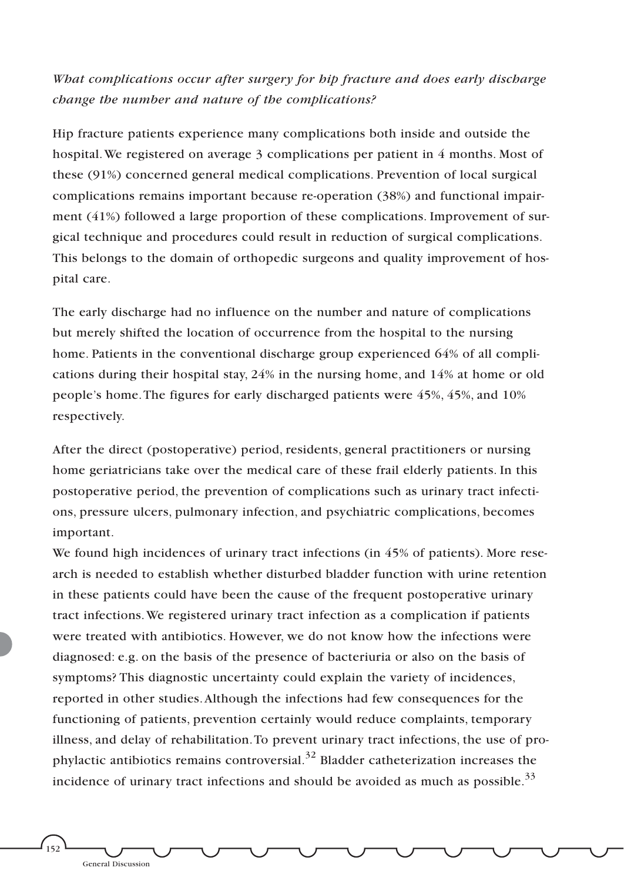*What complications occur after surgery for hip fracture and does early discharge change the number and nature of the complications?*

Hip fracture patients experience many complications both inside and outside the hospital. We registered on average 3 complications per patient in 4 months. Most of these (91%) concerned general medical complications. Prevention of local surgical complications remains important because re-operation (38%) and functional impairment (41%) followed a large proportion of these complications. Improvement of surgical technique and procedures could result in reduction of surgical complications. This belongs to the domain of orthopedic surgeons and quality improvement of hospital care.

The early discharge had no influence on the number and nature of complications but merely shifted the location of occurrence from the hospital to the nursing home. Patients in the conventional discharge group experienced 64% of all complications during their hospital stay, 24% in the nursing home, and 14% at home or old people's home. The figures for early discharged patients were 45%, 45%, and 10% respectively.

After the direct (postoperative) period, residents, general practitioners or nursing home geriatricians take over the medical care of these frail elderly patients. In this postoperative period, the prevention of complications such as urinary tract infections, pressure ulcers, pulmonary infection, and psychiatric complications, becomes important.

We found high incidences of urinary tract infections (in 45% of patients). More research is needed to establish whether disturbed bladder function with urine retention in these patients could have been the cause of the frequent postoperative urinary tract infections. We registered urinary tract infection as a complication if patients were treated with antibiotics. However, we do not know how the infections were diagnosed: e.g. on the basis of the presence of bacteriuria or also on the basis of symptoms? This diagnostic uncertainty could explain the variety of incidences, reported in other studies. Although the infections had few consequences for the functioning of patients, prevention certainly would reduce complaints, temporary illness, and delay of rehabilitation. To prevent urinary tract infections, the use of prophylactic antibiotics remains controversial.[32] Bladder catheterization increases the incidence of urinary tract infections and should be avoided as much as possible.[33]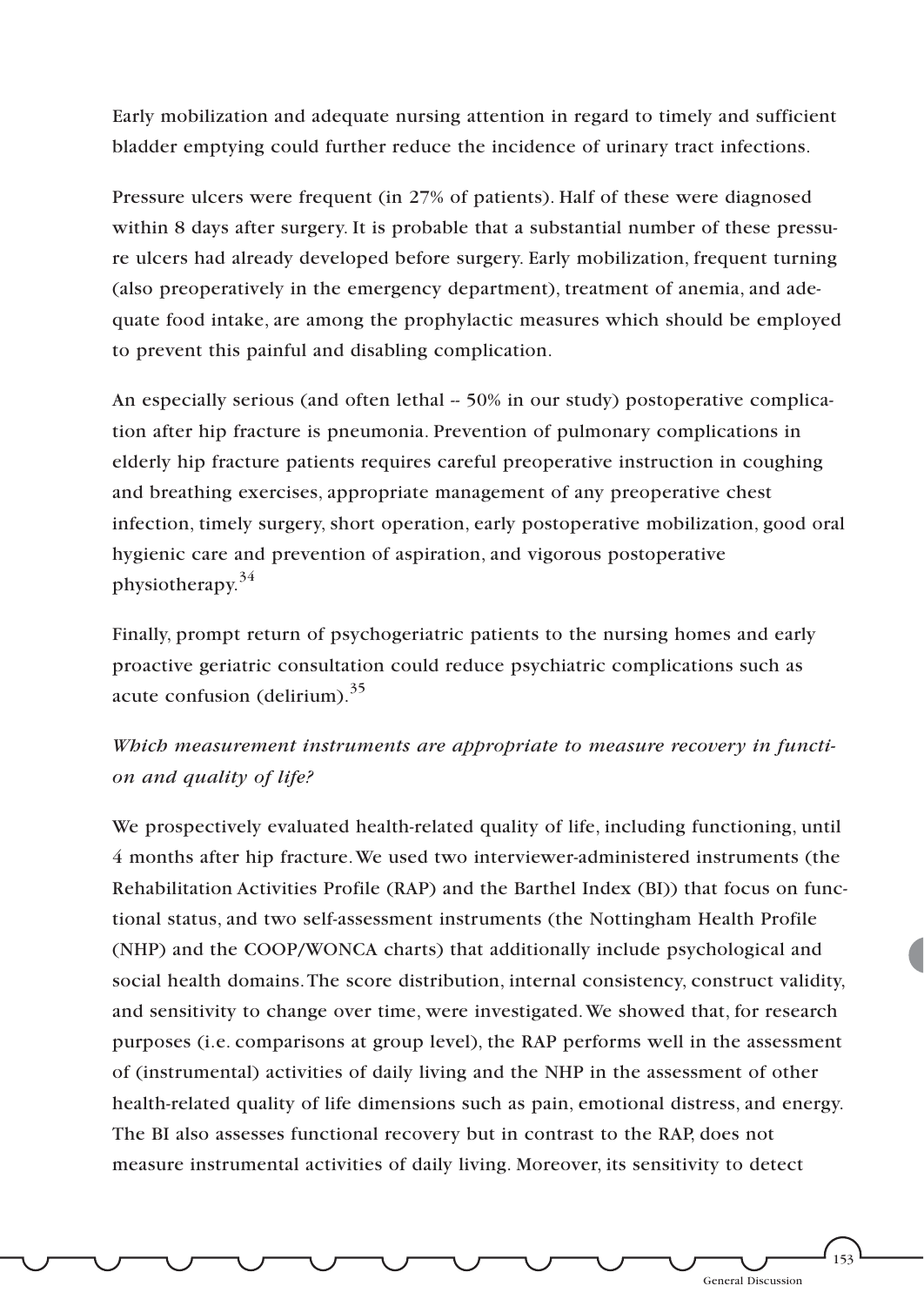Early mobilization and adequate nursing attention in regard to timely and sufficient bladder emptying could further reduce the incidence of urinary tract infections.

Pressure ulcers were frequent (in 27% of patients). Half of these were diagnosed within 8 days after surgery. It is probable that a substantial number of these pressure ulcers had already developed before surgery. Early mobilization, frequent turning (also preoperatively in the emergency department), treatment of anemia, and adequate food intake, are among the prophylactic measures which should be employed to prevent this painful and disabling complication.

An especially serious (and often lethal -- 50% in our study) postoperative complication after hip fracture is pneumonia. Prevention of pulmonary complications in elderly hip fracture patients requires careful preoperative instruction in coughing and breathing exercises, appropriate management of any preoperative chest infection, timely surgery, short operation, early postoperative mobilization, good oral hygienic care and prevention of aspiration, and vigorous postoperative physiotherapy.[34]

Finally, prompt return of psychogeriatric patients to the nursing homes and early proactive geriatric consultation could reduce psychiatric complications such as acute confusion (delirium).[35]

*Which measurement instruments are appropriate to measure recovery in function and quality of life?*

We prospectively evaluated health-related quality of life, including functioning, until 4 months after hip fracture. We used two interviewer-administered instruments (the Rehabilitation Activities Profile (RAP) and the Barthel Index (BI)) that focus on functional status, and two self-assessment instruments (the Nottingham Health Profile (NHP) and the COOP/WONCA charts) that additionally include psychological and social health domains. The score distribution, internal consistency, construct validity, and sensitivity to change over time, were investigated. We showed that, for research purposes (i.e. comparisons at group level), the RAP performs well in the assessment of (instrumental) activities of daily living and the NHP in the assessment of other health-related quality of life dimensions such as pain, emotional distress, and energy. The BI also assesses functional recovery but in contrast to the RAP, does not measure instrumental activities of daily living. Moreover, its sensitivity to detect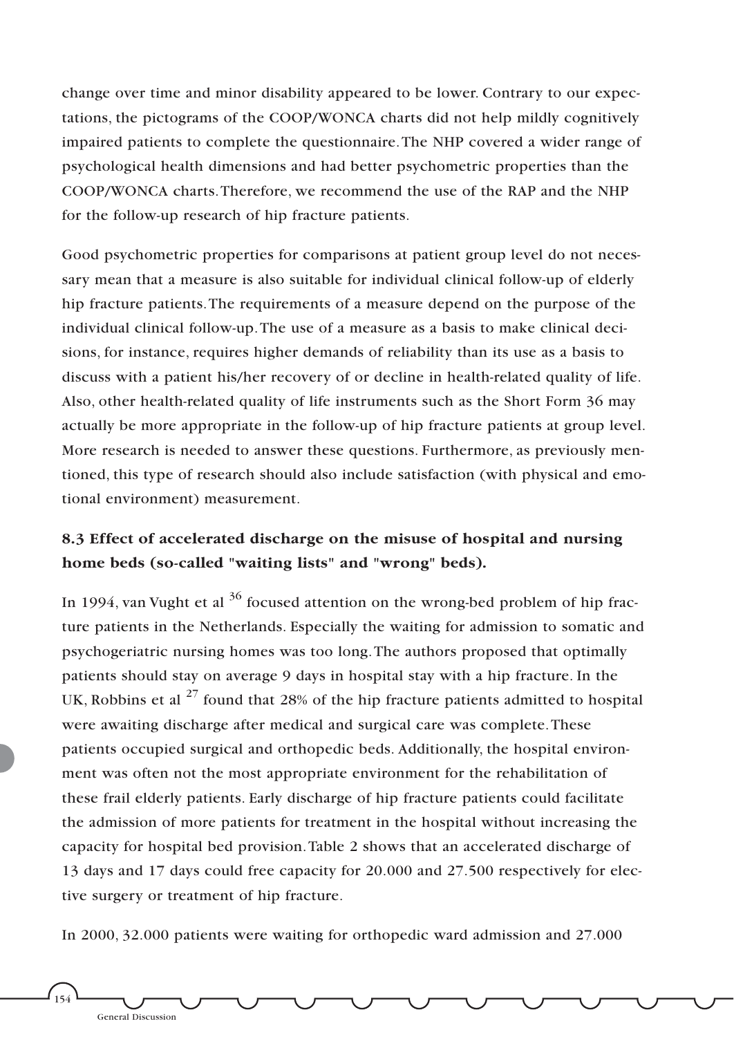change over time and minor disability appeared to be lower. Contrary to our expectations, the pictograms of the COOP/WONCA charts did not help mildly cognitively impaired patients to complete the questionnaire. The NHP covered a wider range of psychological health dimensions and had better psychometric properties than the COOP/WONCA charts. Therefore, we recommend the use of the RAP and the NHP for the follow-up research of hip fracture patients.

Good psychometric properties for comparisons at patient group level do not necessary mean that a measure is also suitable for individual clinical follow-up of elderly hip fracture patients. The requirements of a measure depend on the purpose of the individual clinical follow-up. The use of a measure as a basis to make clinical decisions, for instance, requires higher demands of reliability than its use as a basis to discuss with a patient his/her recovery of or decline in health-related quality of life. Also, other health-related quality of life instruments such as the Short Form 36 may actually be more appropriate in the follow-up of hip fracture patients at group level. More research is needed to answer these questions. Furthermore, as previously mentioned, this type of research should also include satisfaction (with physical and emotional environment) measurement.

### 8.3 Effect of accelerated discharge on the misuse of hospital and nursing home beds (so-called "waiting lists" and "wrong" beds).

In 1994, van Vught et al [36] focused attention on the wrong-bed problem of hip fracture patients in the Netherlands. Especially the waiting for admission to somatic and psychogeriatric nursing homes was too long. The authors proposed that optimally patients should stay on average 9 days in hospital stay with a hip fracture. In the UK, Robbins et al [27] found that 28% of the hip fracture patients admitted to hospital were awaiting discharge after medical and surgical care was complete. These patients occupied surgical and orthopedic beds. Additionally, the hospital environment was often not the most appropriate environment for the rehabilitation of these frail elderly patients. Early discharge of hip fracture patients could facilitate the admission of more patients for treatment in the hospital without increasing the capacity for hospital bed provision. Table 2 shows that an accelerated discharge of 13 days and 17 days could free capacity for 20.000 and 27.500 respectively for elective surgery or treatment of hip fracture.

In 2000, 32.000 patients were waiting for orthopedic ward admission and 27.000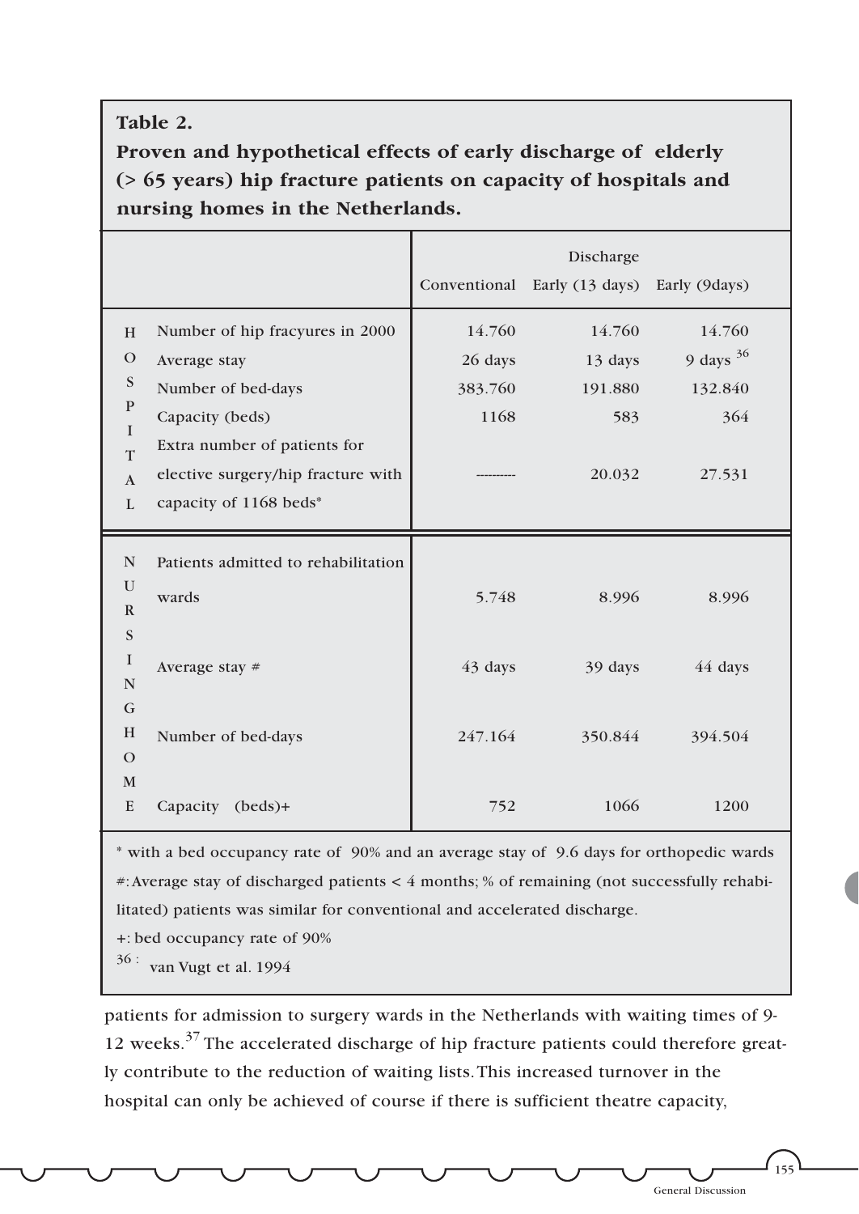**Table 2.**
**Proven and hypothetical effects of early discharge of elderly (> 65 years) hip fracture patients on capacity of hospitals and nursing homes in the Netherlands.**

| | | Discharge | | |
|---|---|---|---|---|
| | | Conventional | Early (13 days) | Early (9days) |
| HOSPITAL | Number of hip fracyures in 2000 | 14.760 | 14.760 | 14.760 |
| | Average stay | 26 days | 13 days | 9 days [36] |
| | Number of bed-days | 383.760 | 191.880 | 132.840 |
| | Capacity (beds) | 1168 | 583 | 364 |
| | Extra number of patients for elective surgery/hip fracture with capacity of 1168 beds* | ---------- | 20.032 | 27.531 |
| NURSING HOME | Patients admitted to rehabilitation wards | 5.748 | 8.996 | 8.996 |
| | Average stay # | 43 days | 39 days | 44 days |
| | Number of bed-days | 247.164 | 350.844 | 394.504 |
| | Capacity (beds)+ | 752 | 1066 | 1200 |

* with a bed occupancy rate of 90% and an average stay of 9.6 days for orthopedic wards
#: Average stay of discharged patients < 4 months; % of remaining (not successfully rehabilitated) patients was similar for conventional and accelerated discharge.
+: bed occupancy rate of 90%
36 : van Vugt et al. 1994

patients for admission to surgery wards in the Netherlands with waiting times of 9-12 weeks.[37] The accelerated discharge of hip fracture patients could therefore greatly contribute to the reduction of waiting lists. This increased turnover in the hospital can only be achieved of course if there is sufficient theatre capacity,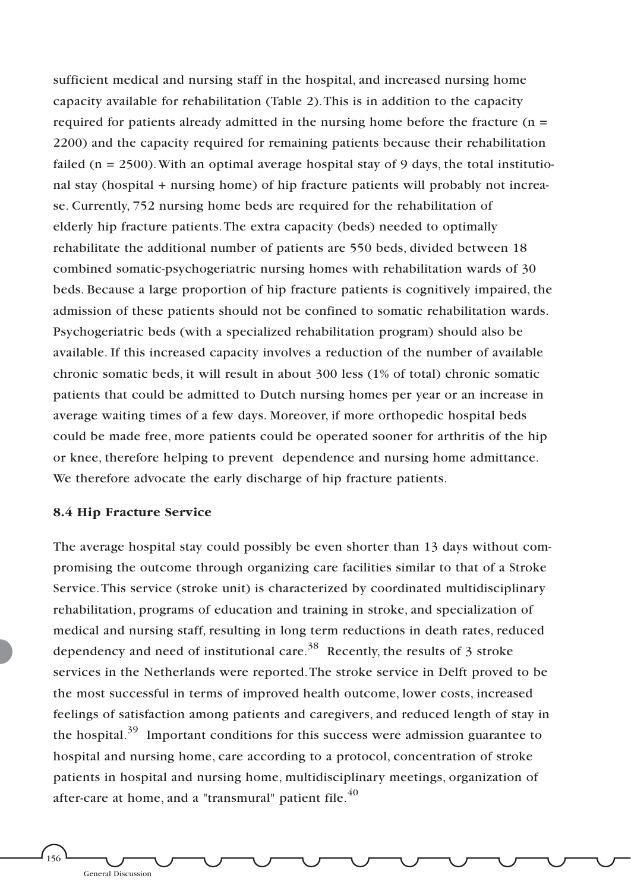sufficient medical and nursing staff in the hospital, and increased nursing home capacity available for rehabilitation (Table 2). This is in addition to the capacity required for patients already admitted in the nursing home before the fracture (n = 2200) and the capacity required for remaining patients because their rehabilitation failed (n = 2500). With an optimal average hospital stay of 9 days, the total institutional stay (hospital + nursing home) of hip fracture patients will probably not increase. Currently, 752 nursing home beds are required for the rehabilitation of elderly hip fracture patients. The extra capacity (beds) needed to optimally rehabilitate the additional number of patients are 550 beds, divided between 18 combined somatic-psychogeriatric nursing homes with rehabilitation wards of 30 beds. Because a large proportion of hip fracture patients is cognitively impaired, the admission of these patients should not be confined to somatic rehabilitation wards. Psychogeriatric beds (with a specialized rehabilitation program) should also be available. If this increased capacity involves a reduction of the number of available chronic somatic beds, it will result in about 300 less (1% of total) chronic somatic patients that could be admitted to Dutch nursing homes per year or an increase in average waiting times of a few days. Moreover, if more orthopedic hospital beds could be made free, more patients could be operated sooner for arthritis of the hip or knee, therefore helping to prevent dependence and nursing home admittance. We therefore advocate the early discharge of hip fracture patients.

### 8.4 Hip Fracture Service

The average hospital stay could possibly be even shorter than 13 days without compromising the outcome through organizing care facilities similar to that of a Stroke Service. This service (stroke unit) is characterized by coordinated multidisciplinary rehabilitation, programs of education and training in stroke, and specialization of medical and nursing staff, resulting in long term reductions in death rates, reduced dependency and need of institutional care.[38] Recently, the results of 3 stroke services in the Netherlands were reported. The stroke service in Delft proved to be the most successful in terms of improved health outcome, lower costs, increased feelings of satisfaction among patients and caregivers, and reduced length of stay in the hospital.[39] Important conditions for this success were admission guarantee to hospital and nursing home, care according to a protocol, concentration of stroke patients in hospital and nursing home, multidisciplinary meetings, organization of after-care at home, and a "transmural" patient file.[40]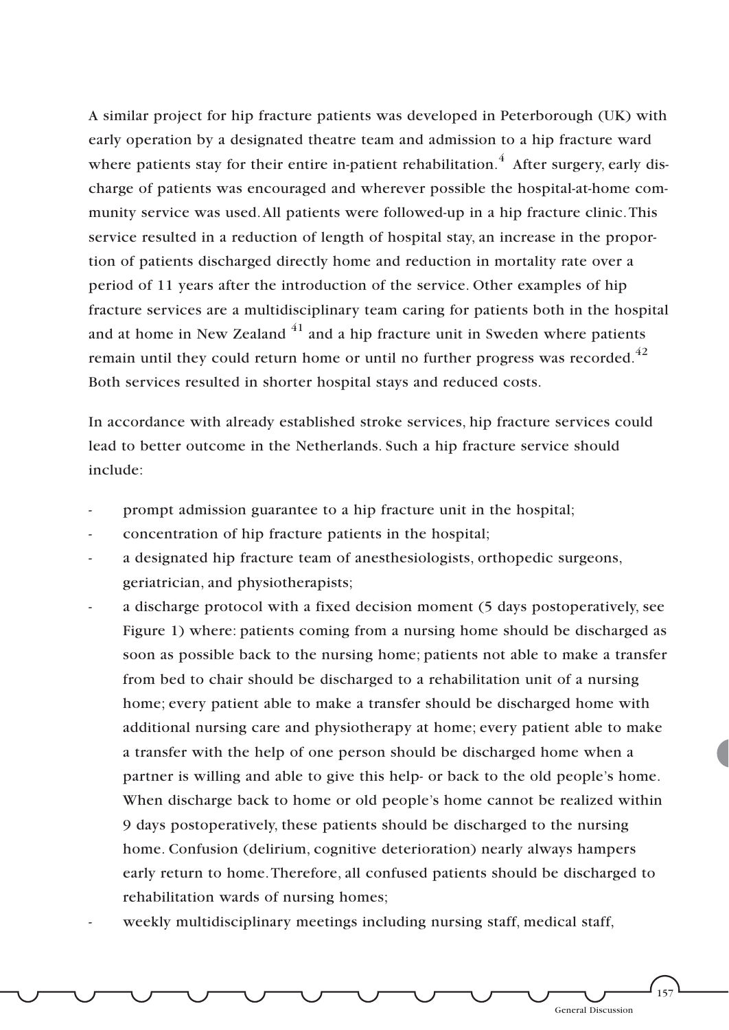A similar project for hip fracture patients was developed in Peterborough (UK) with early operation by a designated theatre team and admission to a hip fracture ward where patients stay for their entire in-patient rehabilitation.[4] After surgery, early discharge of patients was encouraged and wherever possible the hospital-at-home community service was used. All patients were followed-up in a hip fracture clinic. This service resulted in a reduction of length of hospital stay, an increase in the proportion of patients discharged directly home and reduction in mortality rate over a period of 11 years after the introduction of the service. Other examples of hip fracture services are a multidisciplinary team caring for patients both in the hospital and at home in New Zealand [41] and a hip fracture unit in Sweden where patients remain until they could return home or until no further progress was recorded.[42] Both services resulted in shorter hospital stays and reduced costs.

In accordance with already established stroke services, hip fracture services could lead to better outcome in the Netherlands. Such a hip fracture service should include:

- prompt admission guarantee to a hip fracture unit in the hospital;
- concentration of hip fracture patients in the hospital;
- a designated hip fracture team of anesthesiologists, orthopedic surgeons, geriatrician, and physiotherapists;
- a discharge protocol with a fixed decision moment (5 days postoperatively, see Figure 1) where: patients coming from a nursing home should be discharged as soon as possible back to the nursing home; patients not able to make a transfer from bed to chair should be discharged to a rehabilitation unit of a nursing home; every patient able to make a transfer should be discharged home with additional nursing care and physiotherapy at home; every patient able to make a transfer with the help of one person should be discharged home when a partner is willing and able to give this help- or back to the old people's home. When discharge back to home or old people's home cannot be realized within 9 days postoperatively, these patients should be discharged to the nursing home. Confusion (delirium, cognitive deterioration) nearly always hampers early return to home. Therefore, all confused patients should be discharged to rehabilitation wards of nursing homes;
- weekly multidisciplinary meetings including nursing staff, medical staff,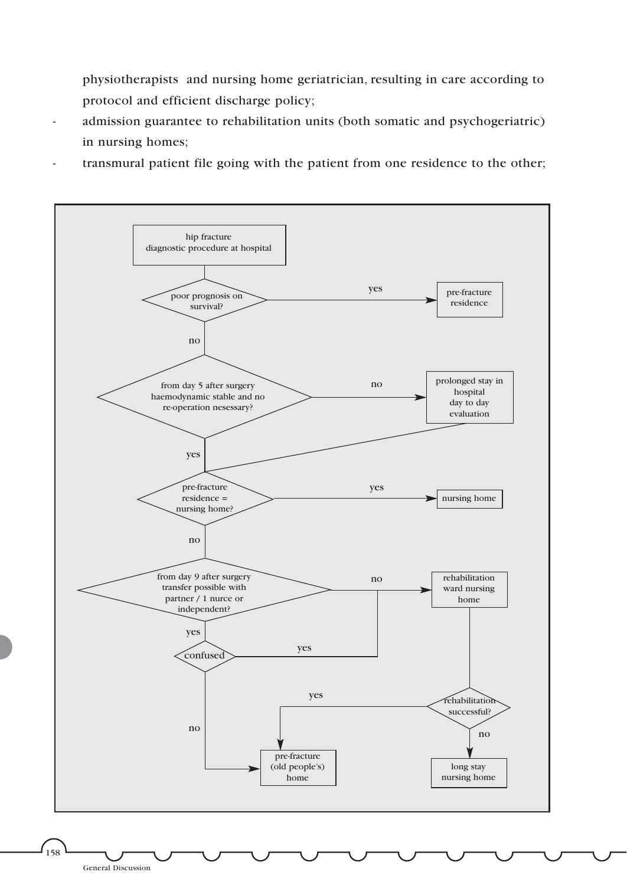physiotherapists and nursing home geriatrician, resulting in care according to protocol and efficient discharge policy;

- admission guarantee to rehabilitation units (both somatic and psychogeriatric) in nursing homes;
- transmural patient file going with the patient from one residence to the other;

hip fracture
diagnostic procedure at hospital

poor prognosis on survival?

yes

pre-fracture residence

no

from day 5 after surgery haemodynamic stable and no re-operation nesessary?

no

prolonged stay in hospital
day to day evaluation

yes

pre-fracture residence = nursing home?

yes

nursing home

no

from day 9 after surgery transfer possible with partner / 1 nurce or independent?

no

rehabilitation ward nursing home

yes

confused

yes

yes

rehabilitation successful?

no

no

pre-fracture (old people's) home

long stay nursing home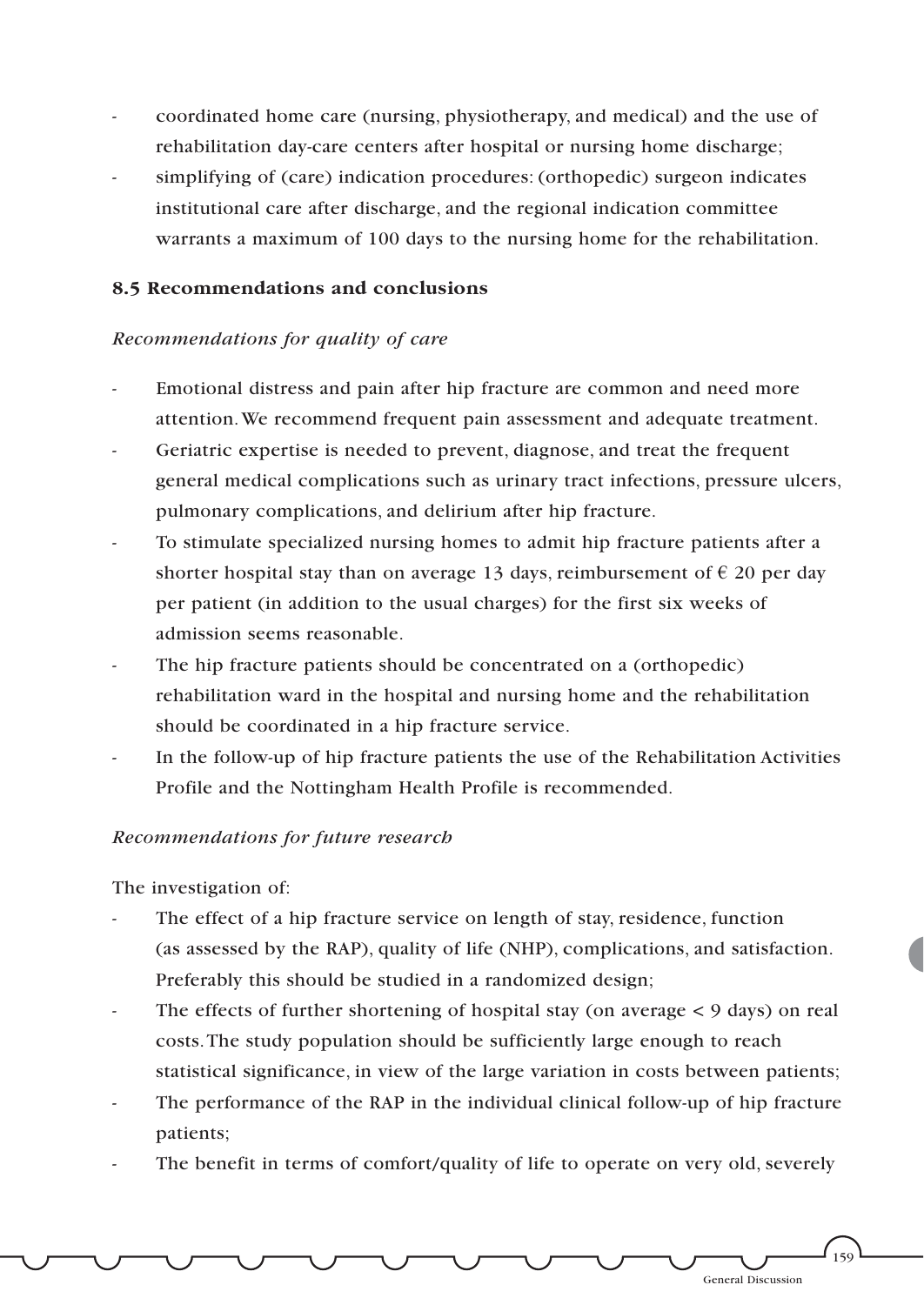- coordinated home care (nursing, physiotherapy, and medical) and the use of rehabilitation day-care centers after hospital or nursing home discharge;
- simplifying of (care) indication procedures: (orthopedic) surgeon indicates institutional care after discharge, and the regional indication committee warrants a maximum of 100 days to the nursing home for the rehabilitation.

### 8.5 Recommendations and conclusions

*Recommendations for quality of care*

- Emotional distress and pain after hip fracture are common and need more attention. We recommend frequent pain assessment and adequate treatment.
- Geriatric expertise is needed to prevent, diagnose, and treat the frequent general medical complications such as urinary tract infections, pressure ulcers, pulmonary complications, and delirium after hip fracture.
- To stimulate specialized nursing homes to admit hip fracture patients after a shorter hospital stay than on average 13 days, reimbursement of € 20 per day per patient (in addition to the usual charges) for the first six weeks of admission seems reasonable.
- The hip fracture patients should be concentrated on a (orthopedic) rehabilitation ward in the hospital and nursing home and the rehabilitation should be coordinated in a hip fracture service.
- In the follow-up of hip fracture patients the use of the Rehabilitation Activities Profile and the Nottingham Health Profile is recommended.

*Recommendations for future research*

The investigation of:

- The effect of a hip fracture service on length of stay, residence, function (as assessed by the RAP), quality of life (NHP), complications, and satisfaction. Preferably this should be studied in a randomized design;
- The effects of further shortening of hospital stay (on average < 9 days) on real costs. The study population should be sufficiently large enough to reach statistical significance, in view of the large variation in costs between patients;
- The performance of the RAP in the individual clinical follow-up of hip fracture patients;
- The benefit in terms of comfort/quality of life to operate on very old, severely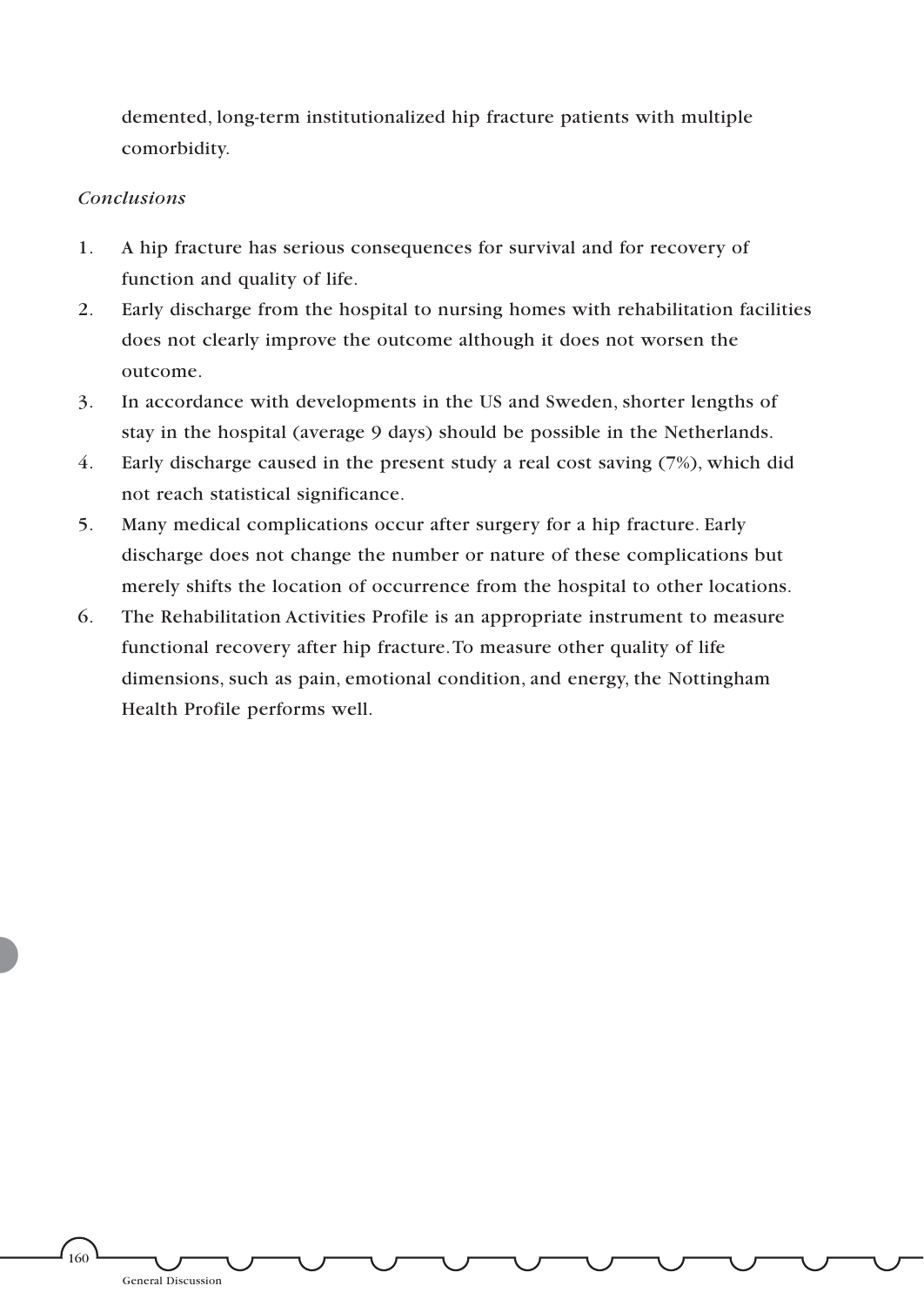demented, long-term institutionalized hip fracture patients with multiple comorbidity.

*Conclusions*

1. A hip fracture has serious consequences for survival and for recovery of function and quality of life.
2. Early discharge from the hospital to nursing homes with rehabilitation facilities does not clearly improve the outcome although it does not worsen the outcome.
3. In accordance with developments in the US and Sweden, shorter lengths of stay in the hospital (average 9 days) should be possible in the Netherlands.
4. Early discharge caused in the present study a real cost saving (7%), which did not reach statistical significance.
5. Many medical complications occur after surgery for a hip fracture. Early discharge does not change the number or nature of these complications but merely shifts the location of occurrence from the hospital to other locations.
6. The Rehabilitation Activities Profile is an appropriate instrument to measure functional recovery after hip fracture. To measure other quality of life dimensions, such as pain, emotional condition, and energy, the Nottingham Health Profile performs well.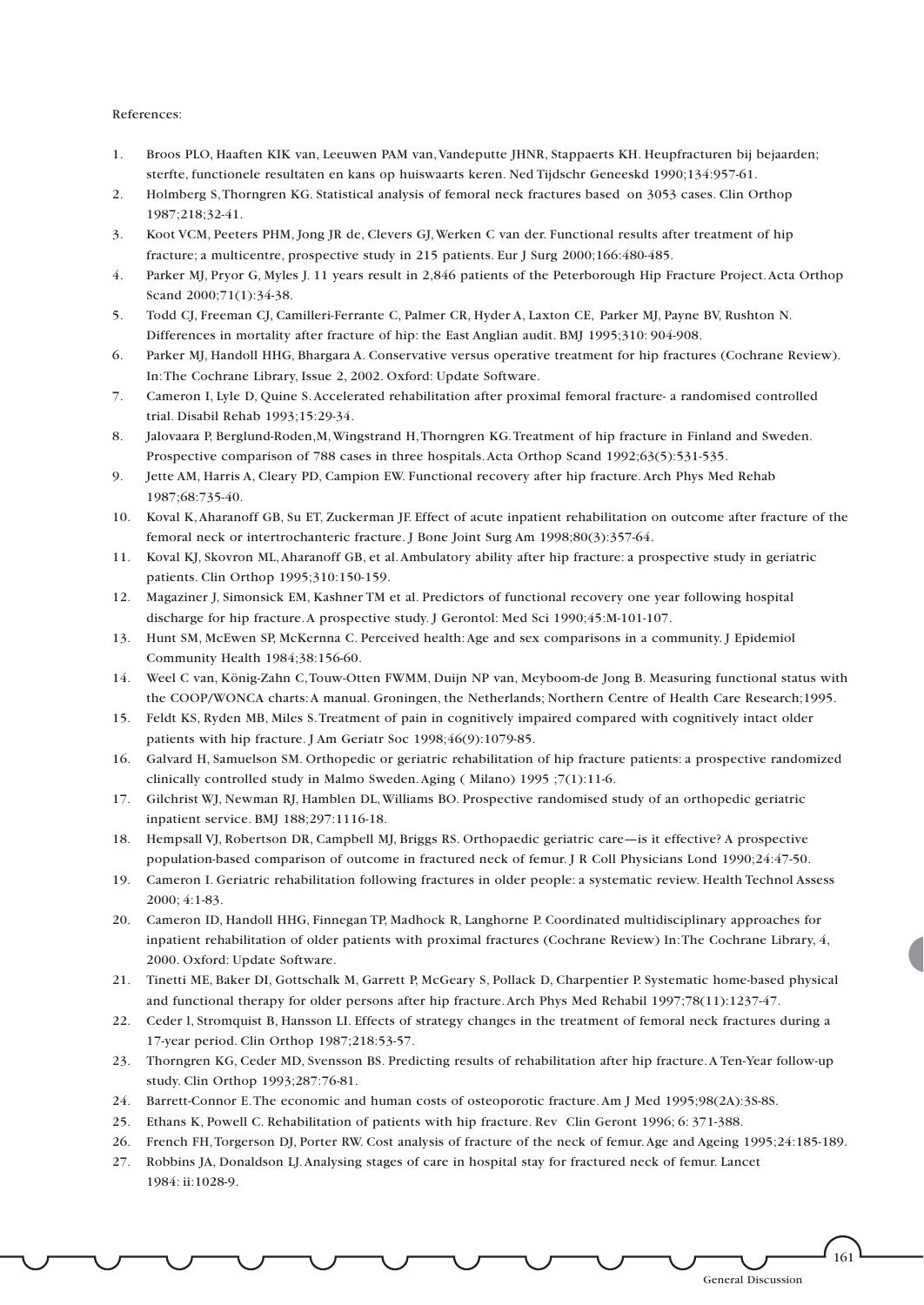References:

1. Broos PLO, Haaften KIK van, Leeuwen PAM van, Vandeputte JHNR, Stappaerts KH. Heupfracturen bij bejaarden; sterfte, functionele resultaten en kans op huiswaarts keren. Ned Tijdschr Geneeskd 1990;134:957-61.
2. Holmberg S, Thorngren KG. Statistical analysis of femoral neck fractures based on 3053 cases. Clin Orthop 1987;218;32-41.
3. Koot VCM, Peeters PHM, Jong JR de, Clevers GJ, Werken C van der. Functional results after treatment of hip fracture; a multicentre, prospective study in 215 patients. Eur J Surg 2000;166:480-485.
4. Parker MJ, Pryor G, Myles J. 11 years result in 2,846 patients of the Peterborough Hip Fracture Project. Acta Orthop Scand 2000;71(1):34-38.
5. Todd CJ, Freeman CJ, Camilleri-Ferrante C, Palmer CR, Hyder A, Laxton CE, Parker MJ, Payne BV, Rushton N. Differences in mortality after fracture of hip: the East Anglian audit. BMJ 1995;310: 904-908.
6. Parker MJ, Handoll HHG, Bhargara A. Conservative versus operative treatment for hip fractures (Cochrane Review). In: The Cochrane Library, Issue 2, 2002. Oxford: Update Software.
7. Cameron I, Lyle D, Quine S. Accelerated rehabilitation after proximal femoral fracture- a randomised controlled trial. Disabil Rehab 1993;15:29-34.
8. Jalovaara P, Berglund-Roden, M, Wingstrand H, Thorngren KG. Treatment of hip fracture in Finland and Sweden. Prospective comparison of 788 cases in three hospitals. Acta Orthop Scand 1992;63(5):531-535.
9. Jette AM, Harris A, Cleary PD, Campion EW. Functional recovery after hip fracture. Arch Phys Med Rehab 1987;68:735-40.
10. Koval K, Aharanoff GB, Su ET, Zuckerman JF. Effect of acute inpatient rehabilitation on outcome after fracture of the femoral neck or intertrochanteric fracture. J Bone Joint Surg Am 1998;80(3):357-64.
11. Koval KJ, Skovron ML, Aharanoff GB, et al. Ambulatory ability after hip fracture: a prospective study in geriatric patients. Clin Orthop 1995;310:150-159.
12. Magaziner J, Simonsick EM, Kashner TM et al. Predictors of functional recovery one year following hospital discharge for hip fracture. A prospective study. J Gerontol: Med Sci 1990;45:M-101-107.
13. Hunt SM, McEwen SP, McKernna C. Perceived health: Age and sex comparisons in a community. J Epidemiol Community Health 1984;38:156-60.
14. Weel C van, König-Zahn C, Touw-Otten FWMM, Duijn NP van, Meyboom-de Jong B. Measuring functional status with the COOP/WONCA charts: A manual. Groningen, the Netherlands; Northern Centre of Health Care Research;1995.
15. Feldt KS, Ryden MB, Miles S. Treatment of pain in cognitively impaired compared with cognitively intact older patients with hip fracture. J Am Geriatr Soc 1998;46(9):1079-85.
16. Galvard H, Samuelson SM. Orthopedic or geriatric rehabilitation of hip fracture patients: a prospective randomized clinically controlled study in Malmo Sweden. Aging ( Milano) 1995 ;7(1):11-6.
17. Gilchrist WJ, Newman RJ, Hamblen DL, Williams BO. Prospective randomised study of an orthopedic geriatric inpatient service. BMJ 188;297:1116-18.
18. Hempsall VJ, Robertson DR, Campbell MJ, Briggs RS. Orthopaedic geriatric care—is it effective? A prospective population-based comparison of outcome in fractured neck of femur. J R Coll Physicians Lond 1990;24:47-50.
19. Cameron I. Geriatric rehabilitation following fractures in older people: a systematic review. Health Technol Assess 2000; 4:1-83.
20. Cameron ID, Handoll HHG, Finnegan TP, Madhock R, Langhorne P. Coordinated multidisciplinary approaches for inpatient rehabilitation of older patients with proximal fractures (Cochrane Review) In: The Cochrane Library, 4, 2000. Oxford: Update Software.
21. Tinetti ME, Baker DI, Gottschalk M, Garrett P, McGeary S, Pollack D, Charpentier P. Systematic home-based physical and functional therapy for older persons after hip fracture. Arch Phys Med Rehabil 1997;78(11):1237-47.
22. Ceder l, Stromquist B, Hansson LI. Effects of strategy changes in the treatment of femoral neck fractures during a 17-year period. Clin Orthop 1987;218:53-57.
23. Thorngren KG, Ceder MD, Svensson BS. Predicting results of rehabilitation after hip fracture. A Ten-Year follow-up study. Clin Orthop 1993;287:76-81.
24. Barrett-Connor E. The economic and human costs of osteoporotic fracture. Am J Med 1995;98(2A):3S-8S.
25. Ethans K, Powell C. Rehabilitation of patients with hip fracture. Rev Clin Geront 1996; 6: 371-388.
26. French FH, Torgerson DJ, Porter RW. Cost analysis of fracture of the neck of femur. Age and Ageing 1995;24:185-189.
27. Robbins JA, Donaldson LJ. Analysing stages of care in hospital stay for fractured neck of femur. Lancet 1984: ii:1028-9.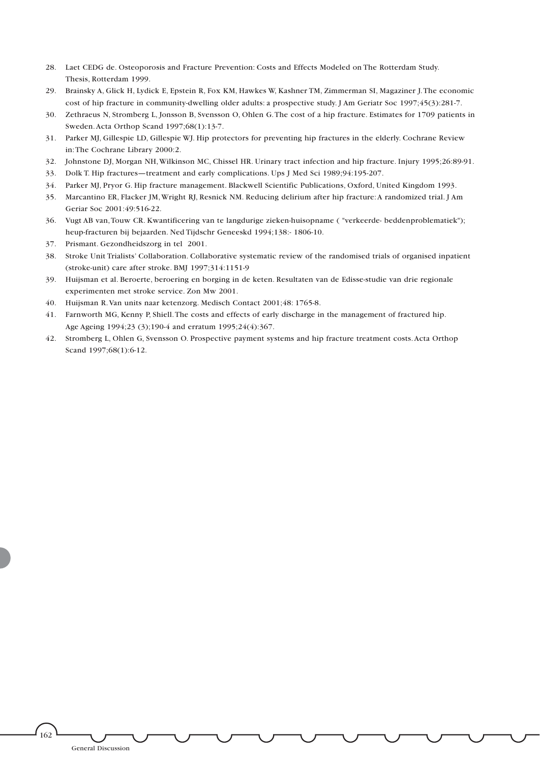28. Laet CEDG de. Osteoporosis and Fracture Prevention: Costs and Effects Modeled on The Rotterdam Study. Thesis, Rotterdam 1999.
29. Brainsky A, Glick H, Lydick E, Epstein R, Fox KM, Hawkes W, Kashner TM, Zimmerman SI, Magaziner J. The economic cost of hip fracture in community-dwelling older adults: a prospective study. J Am Geriatr Soc 1997;45(3):281-7.
30. Zethraeus N, Stromberg L, Jonsson B, Svensson O, Ohlen G. The cost of a hip fracture. Estimates for 1709 patients in Sweden. Acta Orthop Scand 1997;68(1):13-7.
31. Parker MJ, Gillespie LD, Gillespie WJ. Hip protectors for preventing hip fractures in the elderly. Cochrane Review in: The Cochrane Library 2000:2.
32. Johnstone DJ, Morgan NH, Wilkinson MC, Chissel HR. Urinary tract infection and hip fracture. Injury 1995;26:89-91.
33. Dolk T. Hip fractures—treatment and early complications. Ups J Med Sci 1989;94:195-207.
34. Parker MJ, Pryor G. Hip fracture management. Blackwell Scientific Publications, Oxford, United Kingdom 1993.
35. Marcantino ER, Flacker JM, Wright RJ, Resnick NM. Reducing delirium after hip fracture: A randomized trial. J Am Geriar Soc 2001:49:516-22.
36. Vugt AB van, Touw CR. Kwantificering van te langdurige zieken-huisopname ( "verkeerde- beddenproblematiek"); heup-fracturen bij bejaarden. Ned Tijdschr Geneeskd 1994;138:- 1806-10.
37. Prismant. Gezondheidszorg in tel 2001.
38. Stroke Unit Trialists' Collaboration. Collaborative systematic review of the randomised trials of organised inpatient (stroke-unit) care after stroke. BMJ 1997;314:1151-9
39. Huijsman et al. Beroerte, beroering en borging in de keten. Resultaten van de Edisse-studie van drie regionale experimenten met stroke service. Zon Mw 2001.
40. Huijsman R. Van units naar ketenzorg. Medisch Contact 2001;48: 1765-8.
41. Farnworth MG, Kenny P, Shiell. The costs and effects of early discharge in the management of fractured hip. Age Ageing 1994;23 (3);190-4 and erratum 1995;24(4):367.
42. Stromberg L, Ohlen G, Svensson O. Prospective payment systems and hip fracture treatment costs. Acta Orthop Scand 1997;68(1):6-12.